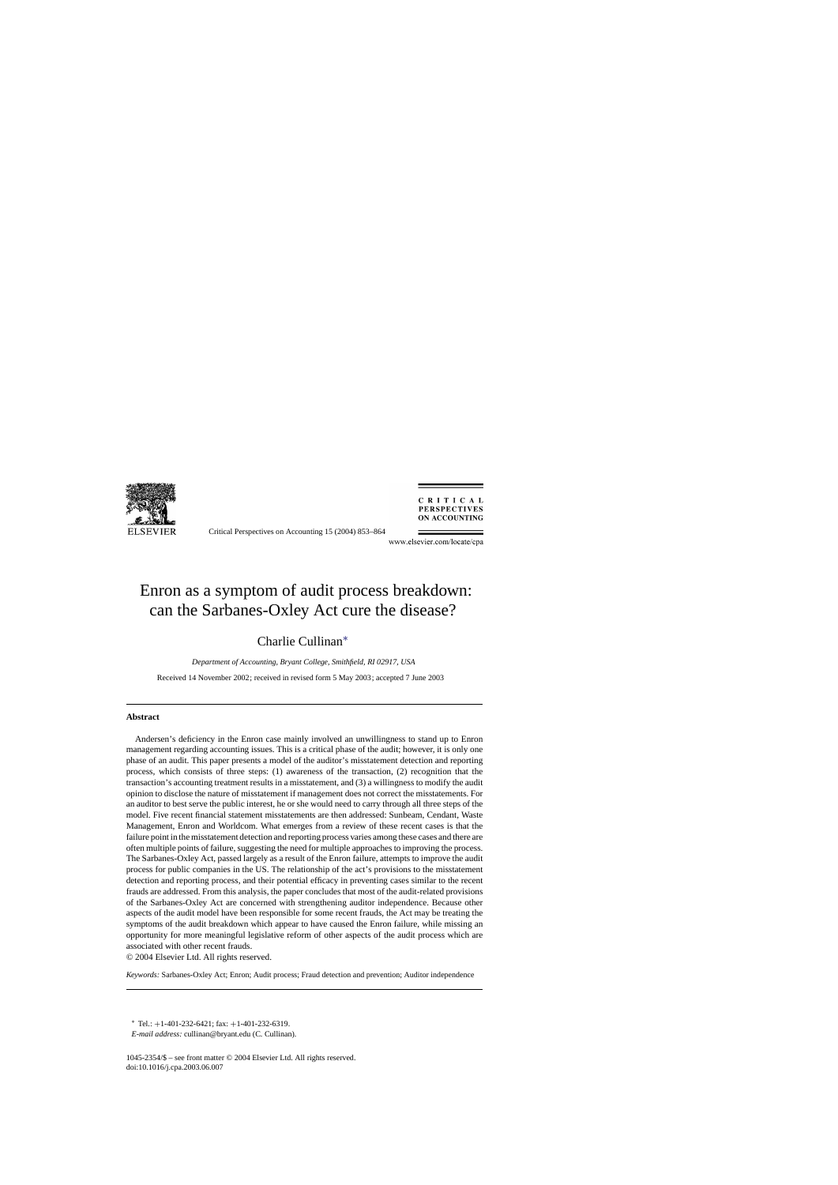# Enron as a symptom of audit process breakdown: can the Sarbanes-Oxley Act cure the disease?

Charlie Cullinan*

*Department of Accounting, Bryant College, Smithfield, RI 02917, USA*

Received 14 November 2002; received in revised form 5 May 2003; accepted 7 June 2003

---

**Abstract**

Andersen's deficiency in the Enron case mainly involved an unwillingness to stand up to Enron management regarding accounting issues. This is a critical phase of the audit; however, it is only one phase of an audit. This paper presents a model of the auditor's misstatement detection and reporting process, which consists of three steps: (1) awareness of the transaction, (2) recognition that the transaction's accounting treatment results in a misstatement, and (3) a willingness to modify the audit opinion to disclose the nature of misstatement if management does not correct the misstatements. For an auditor to best serve the public interest, he or she would need to carry through all three steps of the model. Five recent financial statement misstatements are then addressed: Sunbeam, Cendant, Waste Management, Enron and Worldcom. What emerges from a review of these recent cases is that the failure point in the misstatement detection and reporting process varies among these cases and there are often multiple points of failure, suggesting the need for multiple approaches to improving the process. The Sarbanes-Oxley Act, passed largely as a result of the Enron failure, attempts to improve the audit process for public companies in the US. The relationship of the act's provisions to the misstatement detection and reporting process, and their potential efficacy in preventing cases similar to the recent frauds are addressed. From this analysis, the paper concludes that most of the audit-related provisions of the Sarbanes-Oxley Act are concerned with strengthening auditor independence. Because other aspects of the audit model have been responsible for some recent frauds, the Act may be treating the symptoms of the audit breakdown which appear to have caused the Enron failure, while missing an opportunity for more meaningful legislative reform of other aspects of the audit process which are associated with other recent frauds.

© 2004 Elsevier Ltd. All rights reserved.

*Keywords:* Sarbanes-Oxley Act; Enron; Audit process; Fraud detection and prevention; Auditor independence

---

* Tel.: +1-401-232-6421; fax: +1-401-232-6319.
*E-mail address:* cullinan@bryant.edu (C. Cullinan).

1045-2354/$ – see front matter © 2004 Elsevier Ltd. All rights reserved.
doi:10.1016/j.cpa.2003.06.007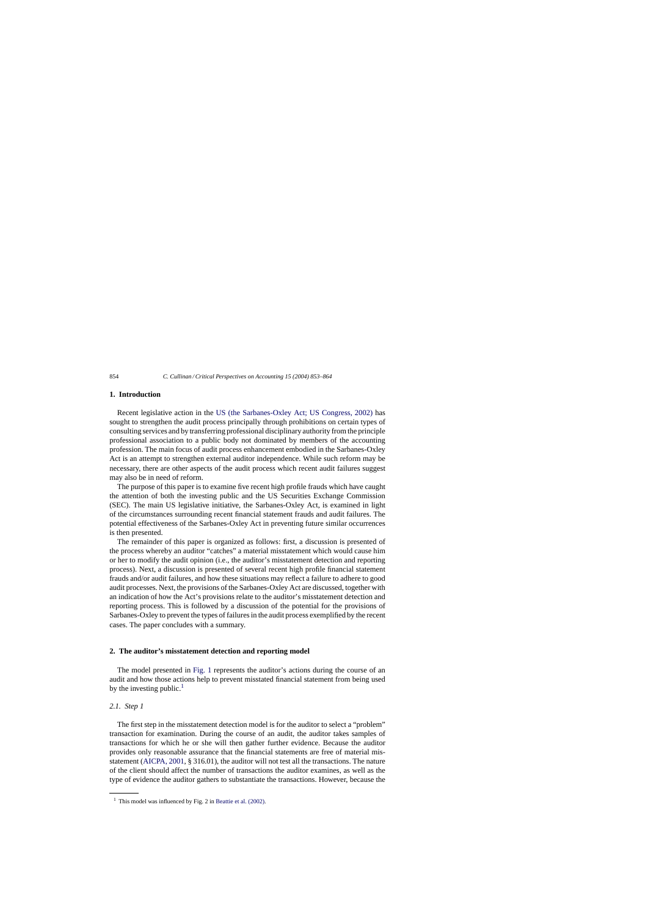## 1. Introduction

Recent legislative action in the US (the Sarbanes-Oxley Act; US Congress, 2002) has sought to strengthen the audit process principally through prohibitions on certain types of consulting services and by transferring professional disciplinary authority from the principle professional association to a public body not dominated by members of the accounting profession. The main focus of audit process enhancement embodied in the Sarbanes-Oxley Act is an attempt to strengthen external auditor independence. While such reform may be necessary, there are other aspects of the audit process which recent audit failures suggest may also be in need of reform.

The purpose of this paper is to examine five recent high profile frauds which have caught the attention of both the investing public and the US Securities Exchange Commission (SEC). The main US legislative initiative, the Sarbanes-Oxley Act, is examined in light of the circumstances surrounding recent financial statement frauds and audit failures. The potential effectiveness of the Sarbanes-Oxley Act in preventing future similar occurrences is then presented.

The remainder of this paper is organized as follows: first, a discussion is presented of the process whereby an auditor "catches" a material misstatement which would cause him or her to modify the audit opinion (i.e., the auditor's misstatement detection and reporting process). Next, a discussion is presented of several recent high profile financial statement frauds and/or audit failures, and how these situations may reflect a failure to adhere to good audit processes. Next, the provisions of the Sarbanes-Oxley Act are discussed, together with an indication of how the Act's provisions relate to the auditor's misstatement detection and reporting process. This is followed by a discussion of the potential for the provisions of Sarbanes-Oxley to prevent the types of failures in the audit process exemplified by the recent cases. The paper concludes with a summary.

## 2. The auditor's misstatement detection and reporting model

The model presented in Fig. 1 represents the auditor's actions during the course of an audit and how those actions help to prevent misstated financial statement from being used by the investing public.[1]

### 2.1. Step 1

The first step in the misstatement detection model is for the auditor to select a "problem" transaction for examination. During the course of an audit, the auditor takes samples of transactions for which he or she will then gather further evidence. Because the auditor provides only reasonable assurance that the financial statements are free of material misstatement (AICPA, 2001, § 316.01), the auditor will not test all the transactions. The nature of the client should affect the number of transactions the auditor examines, as well as the type of evidence the auditor gathers to substantiate the transactions. However, because the

[1] This model was influenced by Fig. 2 in Beattie et al. (2002).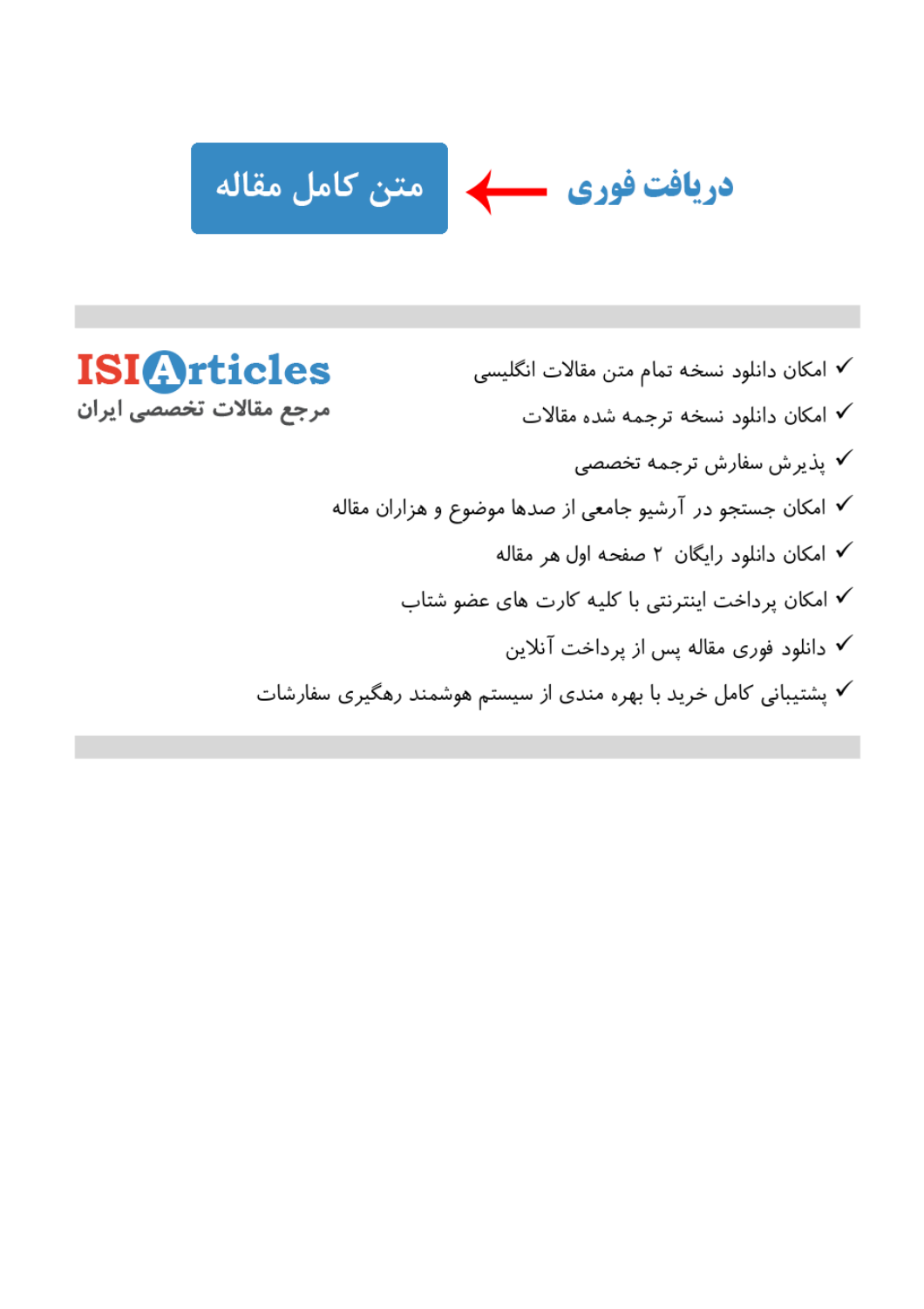دریافت فوری ← متن کامل مقاله

**ISIArticles**
مرجع مقالات تخصصی ایران

- ✓ امکان دانلود نسخه تمام متن مقالات انگلیسی
- ✓ امکان دانلود نسخه ترجمه شده مقالات
- ✓ پذیرش سفارش ترجمه تخصصی
- ✓ امکان جستجو در آرشیو جامعی از صدها موضوع و هزاران مقاله
- ✓ امکان دانلود رایگان ۲ صفحه اول هر مقاله
- ✓ امکان پرداخت اینترنتی با کلیه کارت های عضو شتاب
- ✓ دانلود فوری مقاله پس از پرداخت آنلاین
- ✓ پشتیبانی کامل خرید با بهره مندی از سیستم هوشمند رهگیری سفارشات